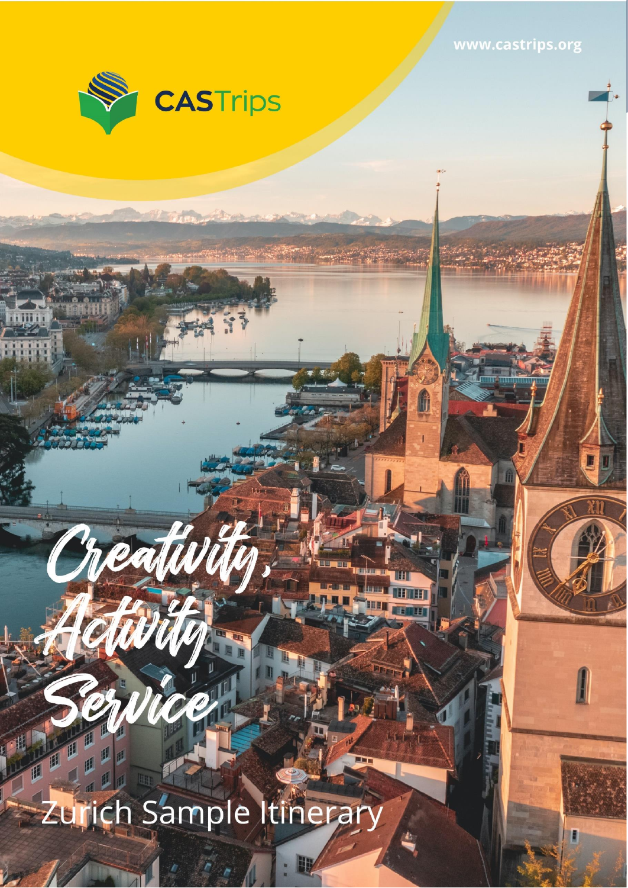www.castrips.org

CASTrips

Creativity,
Activity
Service

# Zurich Sample Itinerary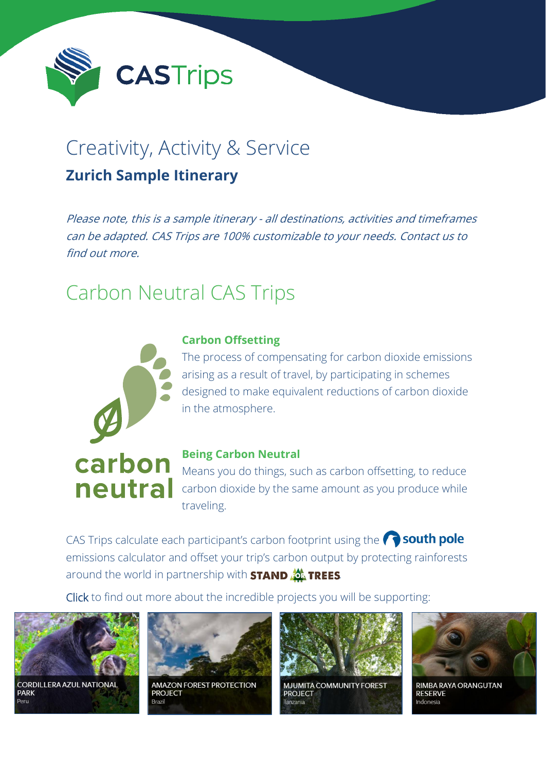# Creativity, Activity & Service

**Zurich Sample Itinerary**

*Please note, this is a sample itinerary - all destinations, activities and timeframes can be adapted. CAS Trips are 100% customizable to your needs. Contact us to find out more.*

## Carbon Neutral CAS Trips

**Carbon Offsetting**

The process of compensating for carbon dioxide emissions arising as a result of travel, by participating in schemes designed to make equivalent reductions of carbon dioxide in the atmosphere.

**Being Carbon Neutral**

Means you do things, such as carbon offsetting, to reduce carbon dioxide by the same amount as you produce while traveling.

CAS Trips calculate each participant's carbon footprint using the south pole emissions calculator and offset your trip's carbon output by protecting rainforests around the world in partnership with STAND FOR TREES

Click to find out more about the incredible projects you will be supporting:

CORDILLERA AZUL NATIONAL PARK
Peru

AMAZON FOREST PROTECTION PROJECT
Brazil

MJUMITA COMMUNITY FOREST PROJECT
Tanzania

RIMBA RAYA ORANGUTAN RESERVE
Indonesia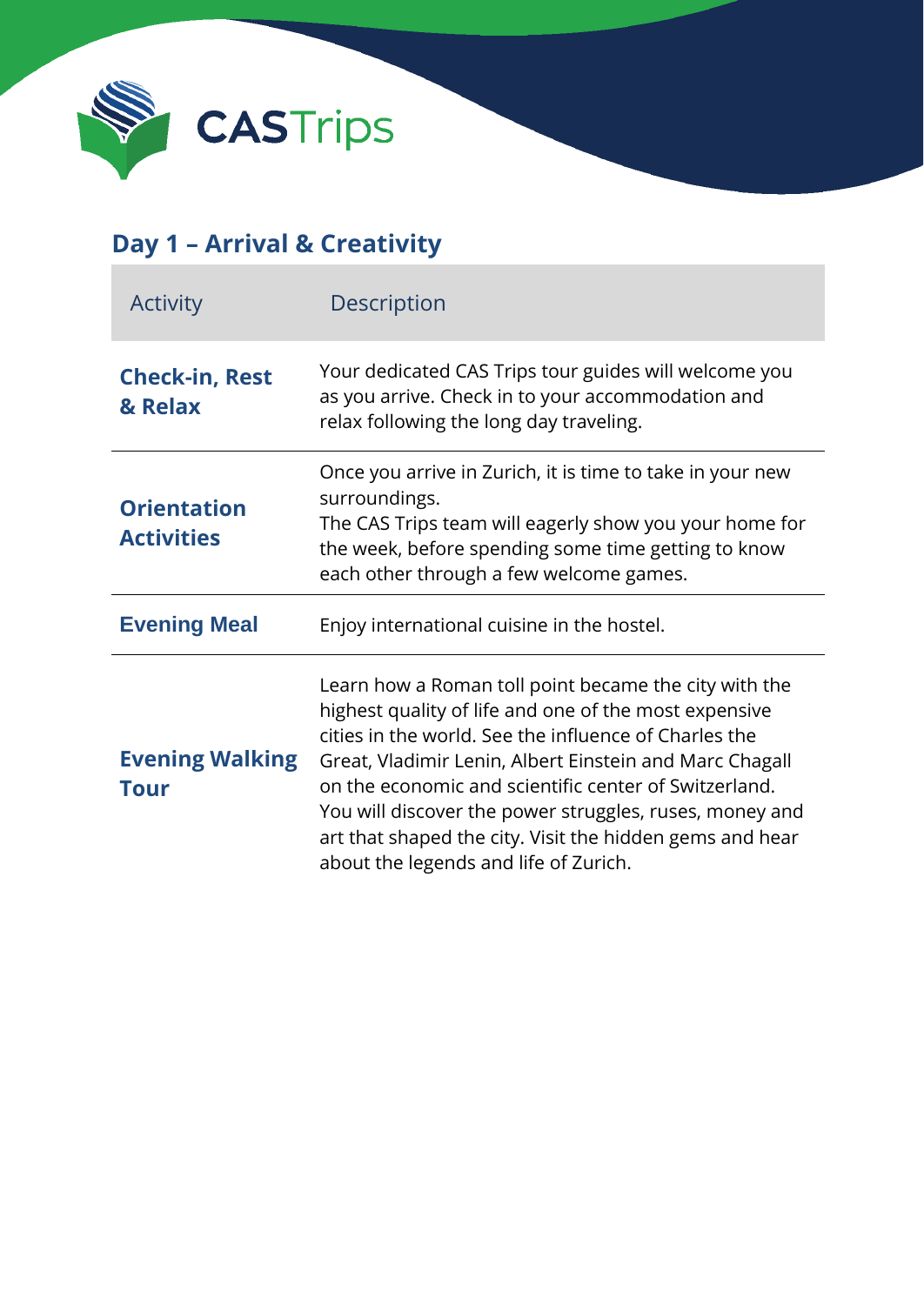## Day 1 – Arrival & Creativity

| Activity | Description |
|---|---|
| **Check-in, Rest & Relax** | Your dedicated CAS Trips tour guides will welcome you as you arrive. Check in to your accommodation and relax following the long day traveling. |
| **Orientation Activities** | Once you arrive in Zurich, it is time to take in your new surroundings. The CAS Trips team will eagerly show you your home for the week, before spending some time getting to know each other through a few welcome games. |
| **Evening Meal** | Enjoy international cuisine in the hostel. |
| **Evening Walking Tour** | Learn how a Roman toll point became the city with the highest quality of life and one of the most expensive cities in the world. See the influence of Charles the Great, Vladimir Lenin, Albert Einstein and Marc Chagall on the economic and scientific center of Switzerland. You will discover the power struggles, ruses, money and art that shaped the city. Visit the hidden gems and hear about the legends and life of Zurich. |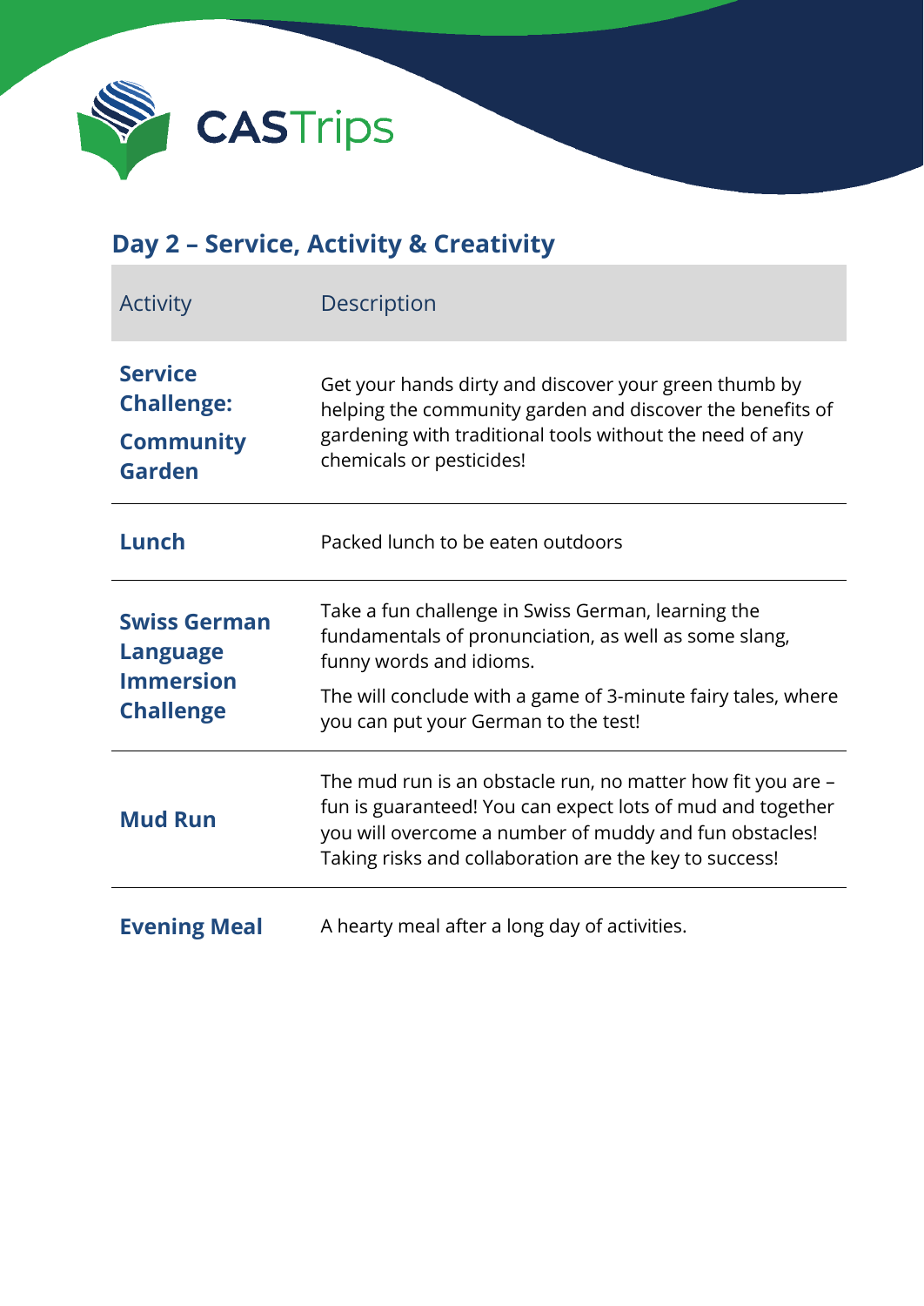## Day 2 – Service, Activity & Creativity

| Activity | Description |
|---|---|
| **Service Challenge: Community Garden** | Get your hands dirty and discover your green thumb by helping the community garden and discover the benefits of gardening with traditional tools without the need of any chemicals or pesticides! |
| **Lunch** | Packed lunch to be eaten outdoors |
| **Swiss German Language Immersion Challenge** | Take a fun challenge in Swiss German, learning the fundamentals of pronunciation, as well as some slang, funny words and idioms. The will conclude with a game of 3-minute fairy tales, where you can put your German to the test! |
| **Mud Run** | The mud run is an obstacle run, no matter how fit you are – fun is guaranteed! You can expect lots of mud and together you will overcome a number of muddy and fun obstacles! Taking risks and collaboration are the key to success! |
| **Evening Meal** | A hearty meal after a long day of activities. |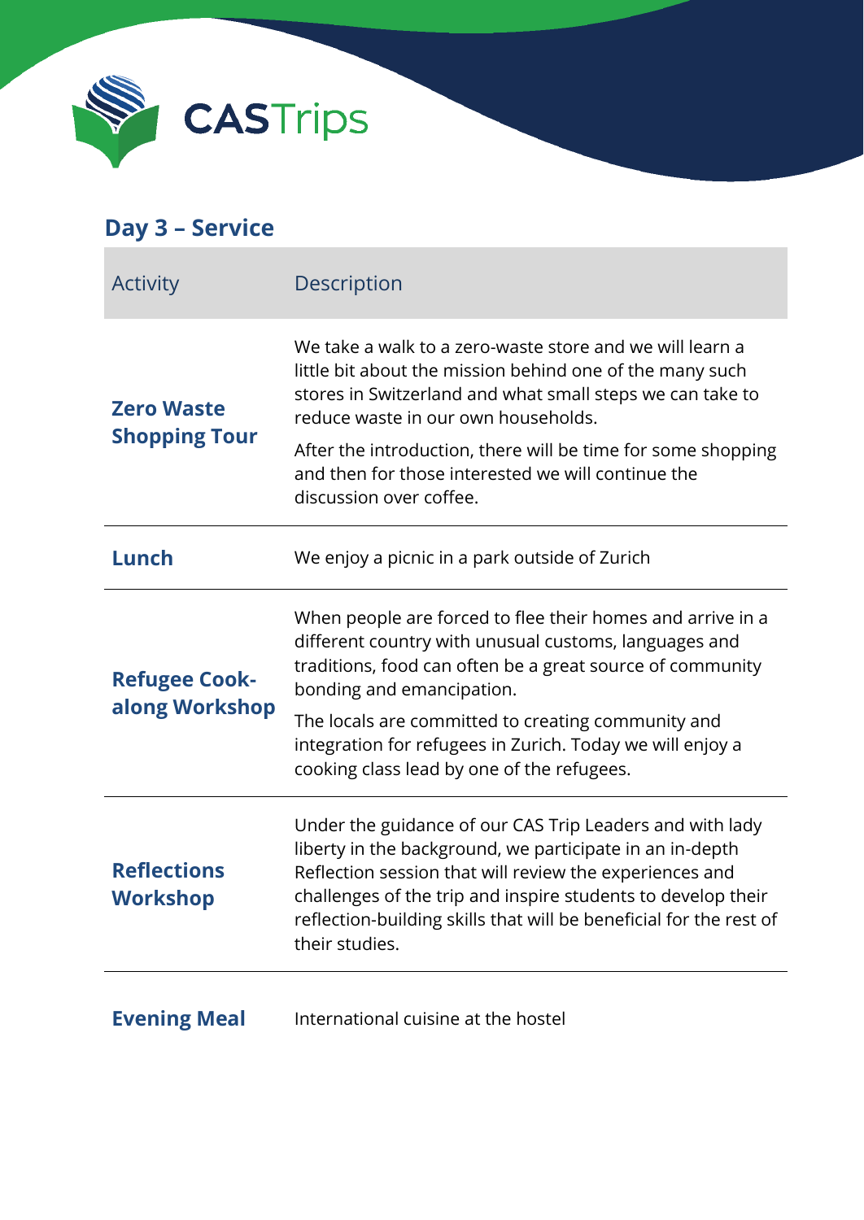## Day 3 – Service

| Activity | Description |
|---|---|
| **Zero Waste Shopping Tour** | We take a walk to a zero-waste store and we will learn a little bit about the mission behind one of the many such stores in Switzerland and what small steps we can take to reduce waste in our own households.<br><br>After the introduction, there will be time for some shopping and then for those interested we will continue the discussion over coffee. |
| **Lunch** | We enjoy a picnic in a park outside of Zurich |
| **Refugee Cook-along Workshop** | When people are forced to flee their homes and arrive in a different country with unusual customs, languages and traditions, food can often be a great source of community bonding and emancipation.<br><br>The locals are committed to creating community and integration for refugees in Zurich. Today we will enjoy a cooking class lead by one of the refugees. |
| **Reflections Workshop** | Under the guidance of our CAS Trip Leaders and with lady liberty in the background, we participate in an in-depth Reflection session that will review the experiences and challenges of the trip and inspire students to develop their reflection-building skills that will be beneficial for the rest of their studies. |
| **Evening Meal** | International cuisine at the hostel |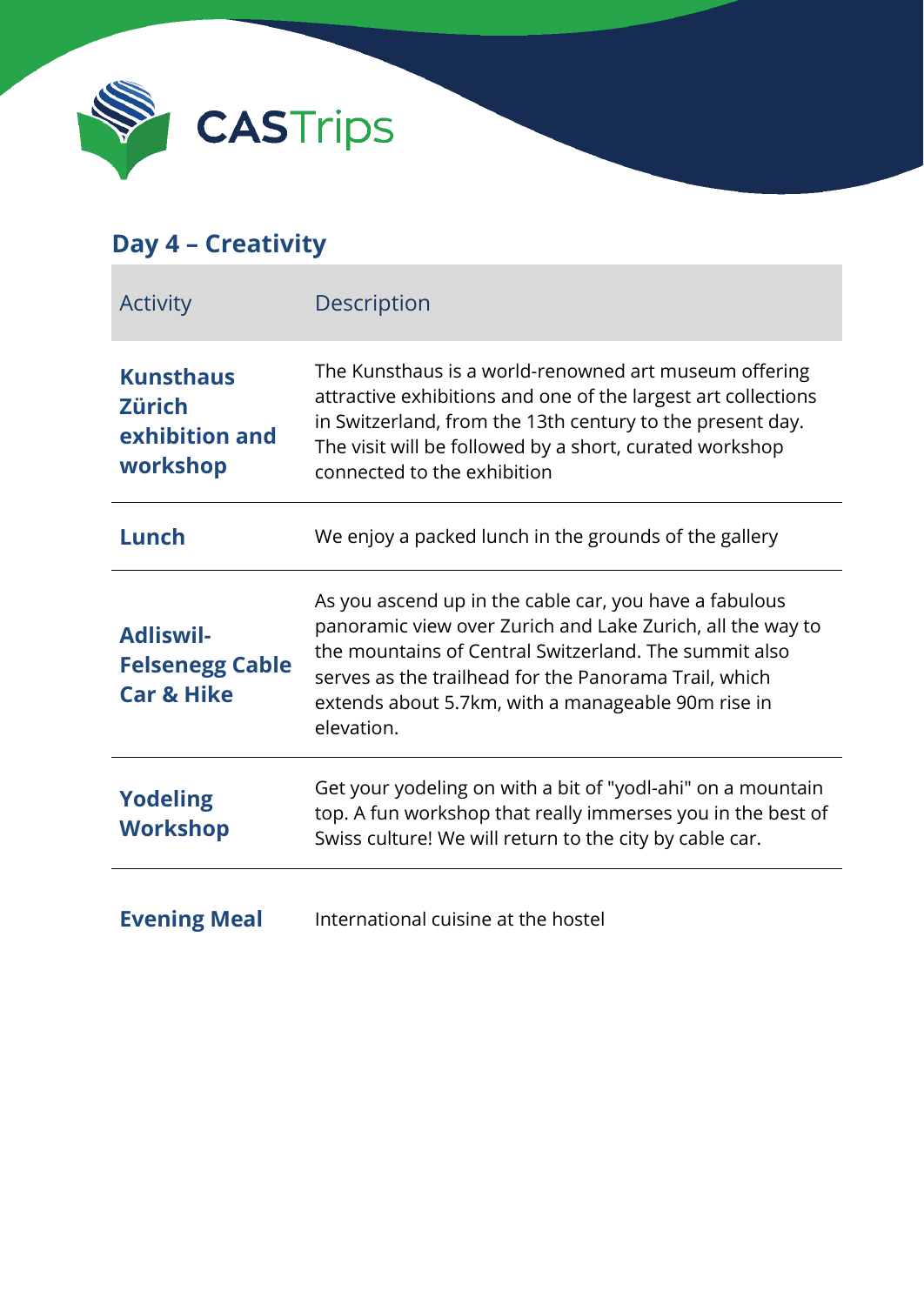## Day 4 – Creativity

| Activity | Description |
|---|---|
| **Kunsthaus Zürich exhibition and workshop** | The Kunsthaus is a world-renowned art museum offering attractive exhibitions and one of the largest art collections in Switzerland, from the 13th century to the present day. The visit will be followed by a short, curated workshop connected to the exhibition |
| **Lunch** | We enjoy a packed lunch in the grounds of the gallery |
| **Adliswil-Felsenegg Cable Car & Hike** | As you ascend up in the cable car, you have a fabulous panoramic view over Zurich and Lake Zurich, all the way to the mountains of Central Switzerland. The summit also serves as the trailhead for the Panorama Trail, which extends about 5.7km, with a manageable 90m rise in elevation. |
| **Yodeling Workshop** | Get your yodeling on with a bit of "yodl-ahi" on a mountain top. A fun workshop that really immerses you in the best of Swiss culture! We will return to the city by cable car. |
| **Evening Meal** | International cuisine at the hostel |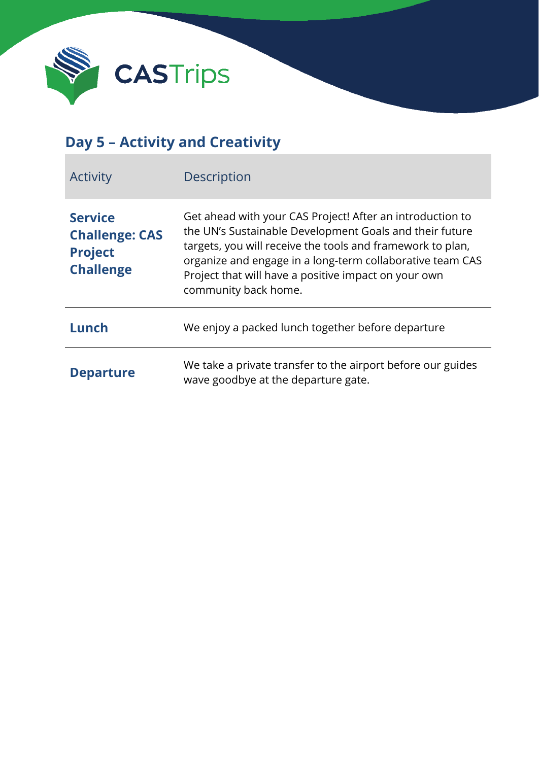## Day 5 – Activity and Creativity

| Activity | Description |
|---|---|
| **Service Challenge: CAS Project Challenge** | Get ahead with your CAS Project! After an introduction to the UN's Sustainable Development Goals and their future targets, you will receive the tools and framework to plan, organize and engage in a long-term collaborative team CAS Project that will have a positive impact on your own community back home. |
| **Lunch** | We enjoy a packed lunch together before departure |
| **Departure** | We take a private transfer to the airport before our guides wave goodbye at the departure gate. |